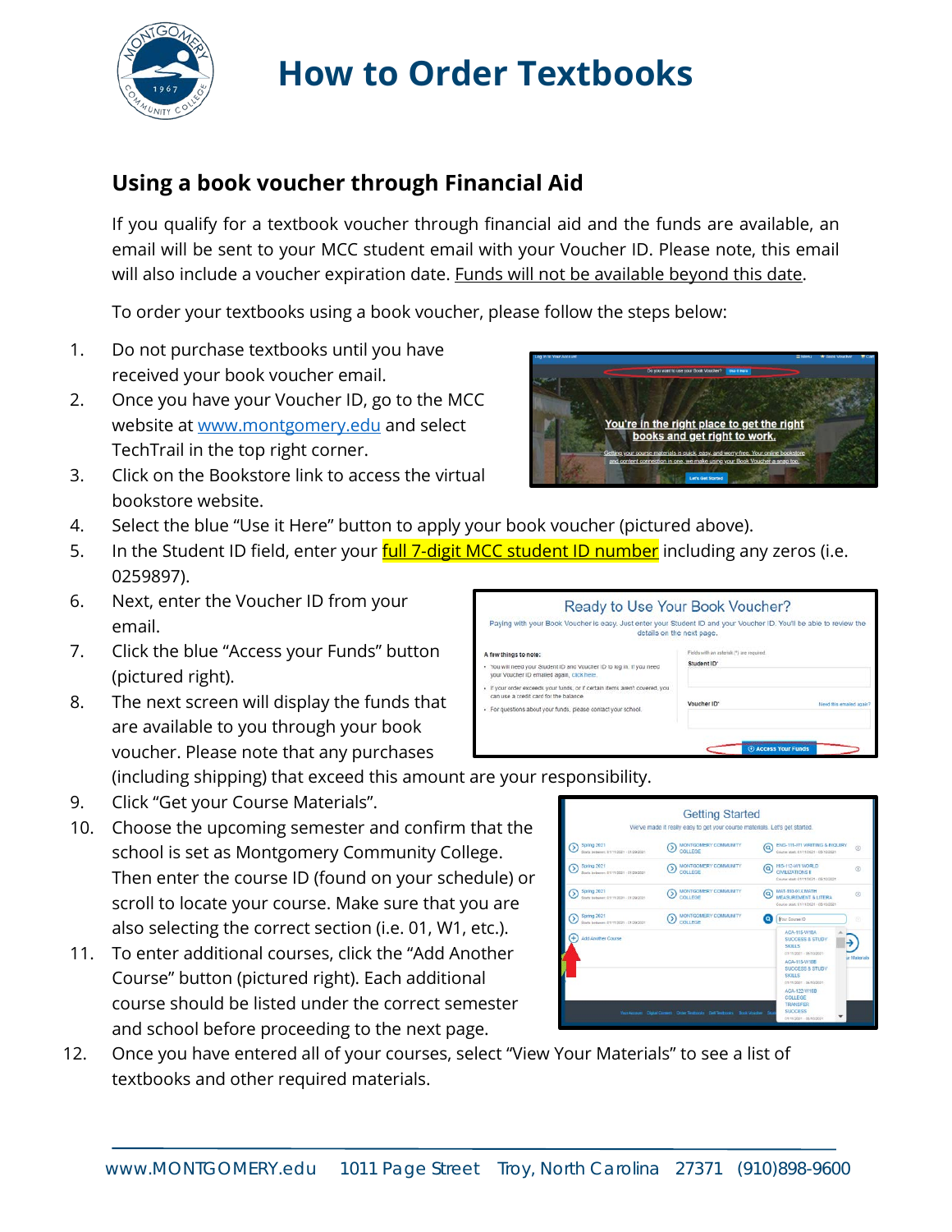# How to Order Textbooks

## Using a book voucher through Financial Aid

If you qualify for a textbook voucher through financial aid and the funds are available, an email will be sent to your MCC student email with your Voucher ID. Please note, this email will also include a voucher expiration date. Funds will not be available beyond this date.

To order your textbooks using a book voucher, please follow the steps below:

1. Do not purchase textbooks until you have received your book voucher email.
2. Once you have your Voucher ID, go to the MCC website at [www.montgomery.edu](http://www.montgomery.edu) and select TechTrail in the top right corner.
3. Click on the Bookstore link to access the virtual bookstore website.
4. Select the blue "Use it Here" button to apply your book voucher (pictured above).
5. In the Student ID field, enter your **full 7-digit MCC student ID number** including any zeros (i.e. 0259897).
6. Next, enter the Voucher ID from your email.
7. Click the blue "Access your Funds" button (pictured right).
8. The next screen will display the funds that are available to you through your book voucher. Please note that any purchases (including shipping) that exceed this amount are your responsibility.
9. Click "Get your Course Materials".
10. Choose the upcoming semester and confirm that the school is set as Montgomery Community College. Then enter the course ID (found on your schedule) or scroll to locate your course. Make sure that you are also selecting the correct section (i.e. 01, W1, etc.).
11. To enter additional courses, click the "Add Another Course" button (pictured right). Each additional course should be listed under the correct semester and school before proceeding to the next page.
12. Once you have entered all of your courses, select "View Your Materials" to see a list of textbooks and other required materials.

www.MONTGOMERY.edu 1011 Page Street Troy, North Carolina 27371 (910)898-9600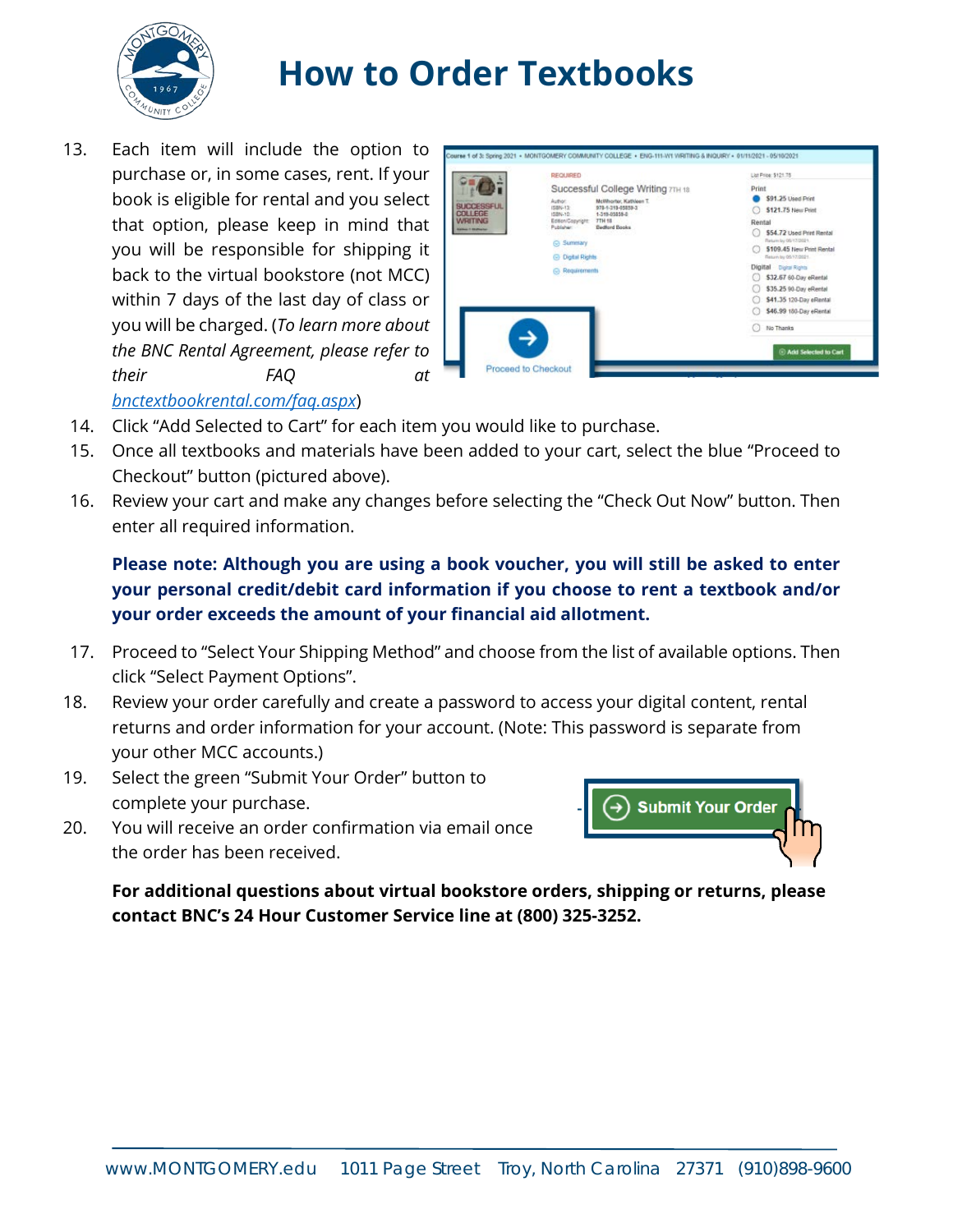# How to Order Textbooks

13. Each item will include the option to purchase or, in some cases, rent. If your book is eligible for rental and you select that option, please keep in mind that you will be responsible for shipping it back to the virtual bookstore (not MCC) within 7 days of the last day of class or you will be charged. (*To learn more about the BNC Rental Agreement, please refer to their FAQ at* [bnctextbookrental.com/faq.aspx](bnctextbookrental.com/faq.aspx))
14. Click "Add Selected to Cart" for each item you would like to purchase.
15. Once all textbooks and materials have been added to your cart, select the blue "Proceed to Checkout" button (pictured above).
16. Review your cart and make any changes before selecting the "Check Out Now" button. Then enter all required information.

**Please note: Although you are using a book voucher, you will still be asked to enter your personal credit/debit card information if you choose to rent a textbook and/or your order exceeds the amount of your financial aid allotment.**

17. Proceed to "Select Your Shipping Method" and choose from the list of available options. Then click "Select Payment Options".
18. Review your order carefully and create a password to access your digital content, rental returns and order information for your account. (Note: This password is separate from your other MCC accounts.)
19. Select the green "Submit Your Order" button to complete your purchase.
20. You will receive an order confirmation via email once the order has been received.

**For additional questions about virtual bookstore orders, shipping or returns, please contact BNC's 24 Hour Customer Service line at (800) 325-3252.**